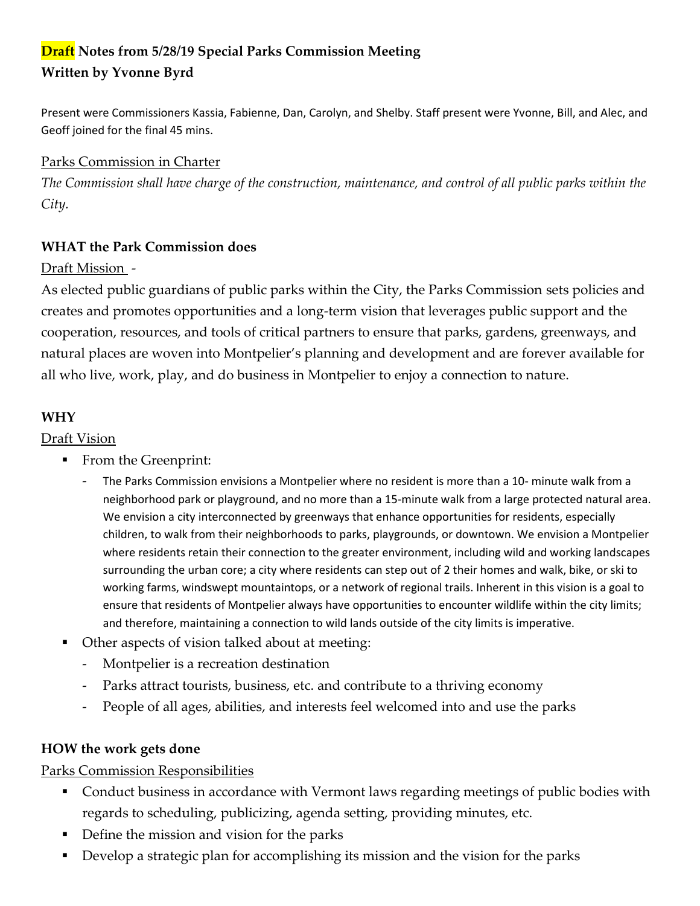# **Draft** Notes from 5/28/19 Special Parks Commission Meeting
**Written by Yvonne Byrd**

Present were Commissioners Kassia, Fabienne, Dan, Carolyn, and Shelby. Staff present were Yvonne, Bill, and Alec, and Geoff joined for the final 45 mins.

Parks Commission in Charter

*The Commission shall have charge of the construction, maintenance, and control of all public parks within the City.*

## WHAT the Park Commission does

Draft Mission -

As elected public guardians of public parks within the City, the Parks Commission sets policies and creates and promotes opportunities and a long-term vision that leverages public support and the cooperation, resources, and tools of critical partners to ensure that parks, gardens, greenways, and natural places are woven into Montpelier's planning and development and are forever available for all who live, work, play, and do business in Montpelier to enjoy a connection to nature.

## WHY

Draft Vision

- From the Greenprint:
  - The Parks Commission envisions a Montpelier where no resident is more than a 10- minute walk from a neighborhood park or playground, and no more than a 15-minute walk from a large protected natural area. We envision a city interconnected by greenways that enhance opportunities for residents, especially children, to walk from their neighborhoods to parks, playgrounds, or downtown. We envision a Montpelier where residents retain their connection to the greater environment, including wild and working landscapes surrounding the urban core; a city where residents can step out of 2 their homes and walk, bike, or ski to working farms, windswept mountaintops, or a network of regional trails. Inherent in this vision is a goal to ensure that residents of Montpelier always have opportunities to encounter wildlife within the city limits; and therefore, maintaining a connection to wild lands outside of the city limits is imperative.
- Other aspects of vision talked about at meeting:
  - Montpelier is a recreation destination
  - Parks attract tourists, business, etc. and contribute to a thriving economy
  - People of all ages, abilities, and interests feel welcomed into and use the parks

## HOW the work gets done

Parks Commission Responsibilities

- Conduct business in accordance with Vermont laws regarding meetings of public bodies with regards to scheduling, publicizing, agenda setting, providing minutes, etc.
- Define the mission and vision for the parks
- Develop a strategic plan for accomplishing its mission and the vision for the parks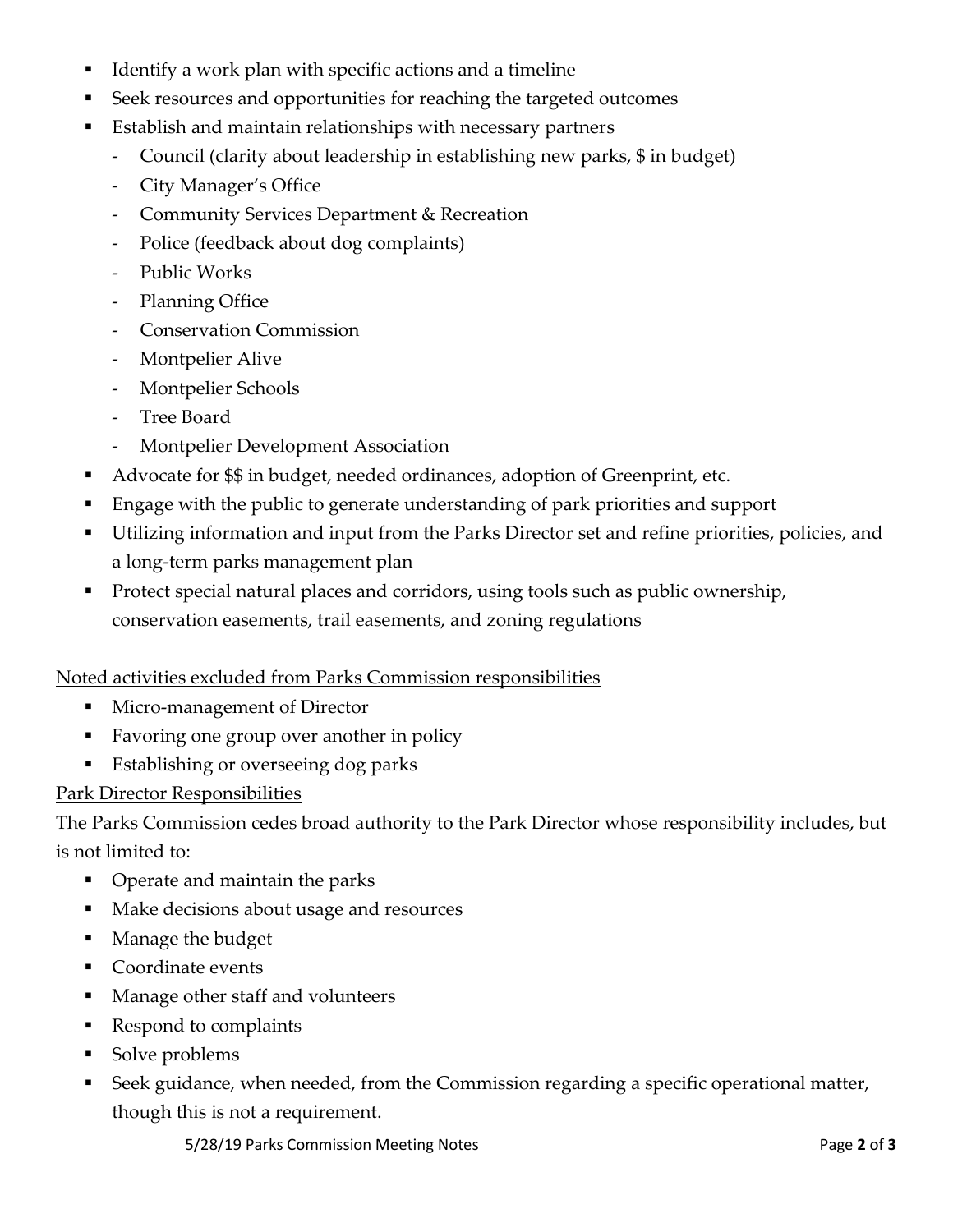- Identify a work plan with specific actions and a timeline
- Seek resources and opportunities for reaching the targeted outcomes
- Establish and maintain relationships with necessary partners
  - Council (clarity about leadership in establishing new parks, $ in budget)
  - City Manager's Office
  - Community Services Department & Recreation
  - Police (feedback about dog complaints)
  - Public Works
  - Planning Office
  - Conservation Commission
  - Montpelier Alive
  - Montpelier Schools
  - Tree Board
  - Montpelier Development Association
- Advocate for $$ in budget, needed ordinances, adoption of Greenprint, etc.
- Engage with the public to generate understanding of park priorities and support
- Utilizing information and input from the Parks Director set and refine priorities, policies, and a long-term parks management plan
- Protect special natural places and corridors, using tools such as public ownership, conservation easements, trail easements, and zoning regulations

<u>Noted activities excluded from Parks Commission responsibilities</u>

- Micro-management of Director
- Favoring one group over another in policy
- Establishing or overseeing dog parks

<u>Park Director Responsibilities</u>

The Parks Commission cedes broad authority to the Park Director whose responsibility includes, but is not limited to:

- Operate and maintain the parks
- Make decisions about usage and resources
- Manage the budget
- Coordinate events
- Manage other staff and volunteers
- Respond to complaints
- Solve problems
- Seek guidance, when needed, from the Commission regarding a specific operational matter, though this is not a requirement.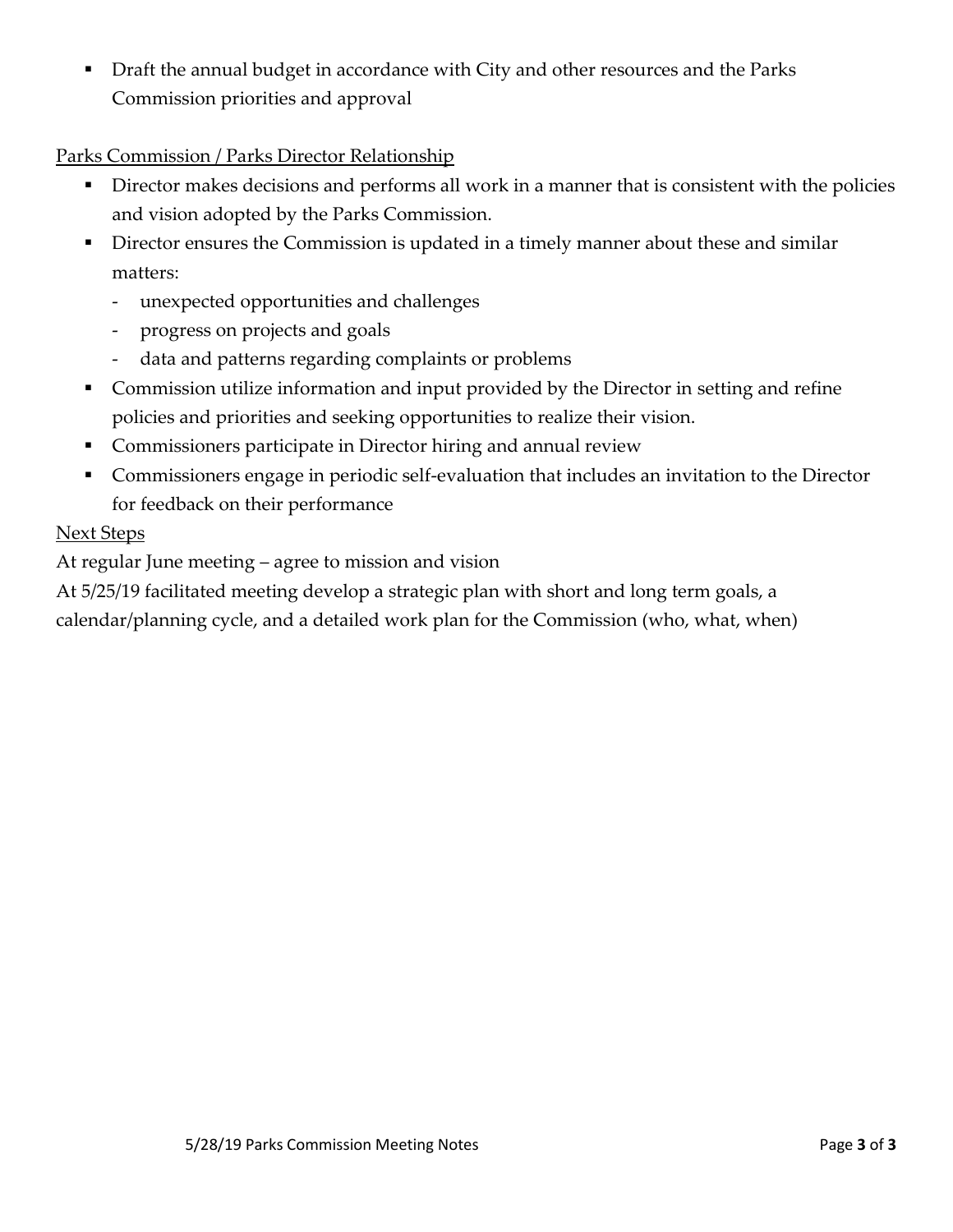- Draft the annual budget in accordance with City and other resources and the Parks Commission priorities and approval

<u>Parks Commission / Parks Director Relationship</u>

- Director makes decisions and performs all work in a manner that is consistent with the policies and vision adopted by the Parks Commission.
- Director ensures the Commission is updated in a timely manner about these and similar matters:
  - unexpected opportunities and challenges
  - progress on projects and goals
  - data and patterns regarding complaints or problems
- Commission utilize information and input provided by the Director in setting and refine policies and priorities and seeking opportunities to realize their vision.
- Commissioners participate in Director hiring and annual review
- Commissioners engage in periodic self-evaluation that includes an invitation to the Director for feedback on their performance

<u>Next Steps</u>

At regular June meeting – agree to mission and vision

At 5/25/19 facilitated meeting develop a strategic plan with short and long term goals, a calendar/planning cycle, and a detailed work plan for the Commission (who, what, when)